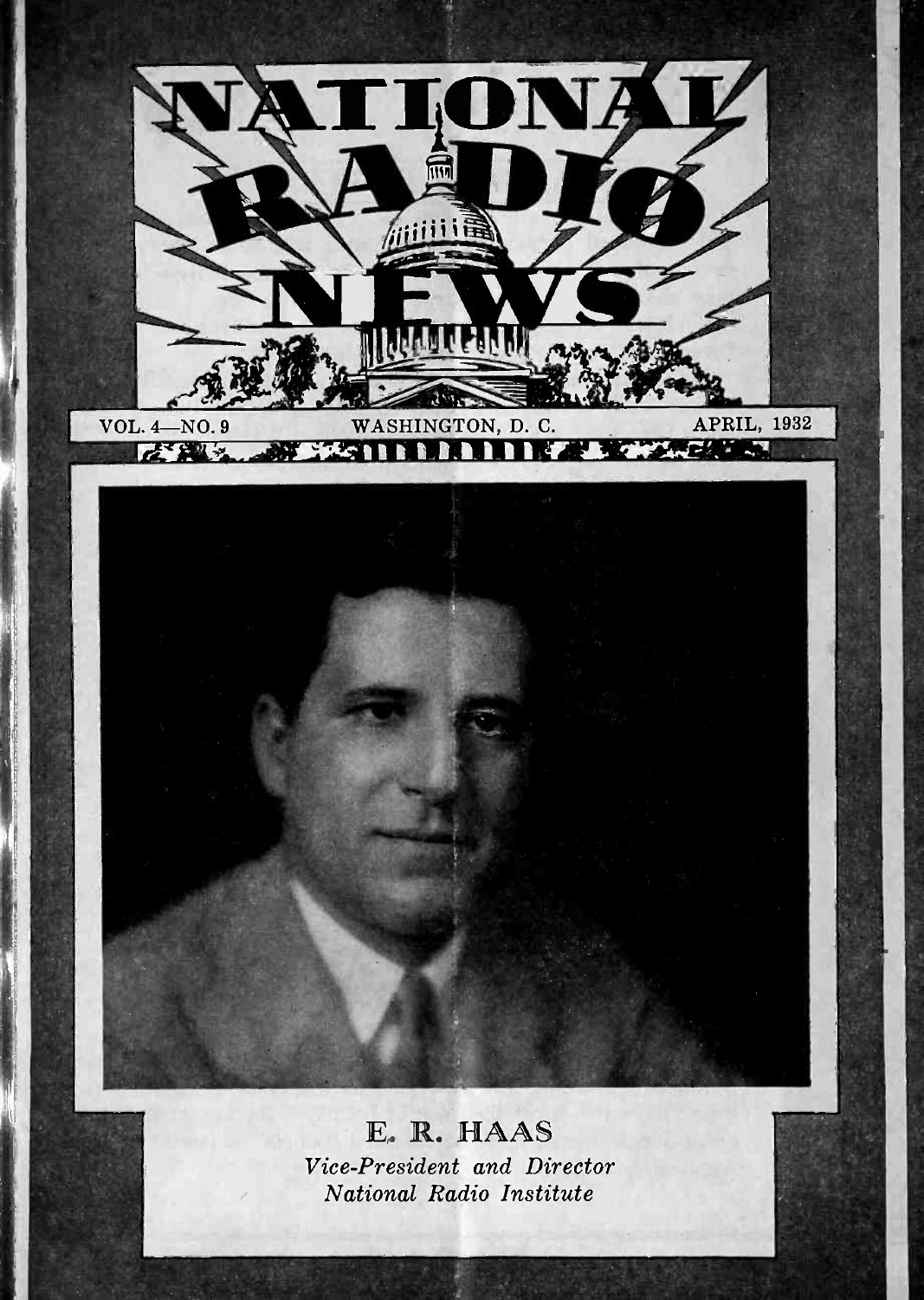# NATIONAL RADIO NEWS

VOL. 4—NO. 9 WASHINGTON, D. C. APRIL, 1932

**E. R. HAAS**

*Vice-President and Director*
*National Radio Institute*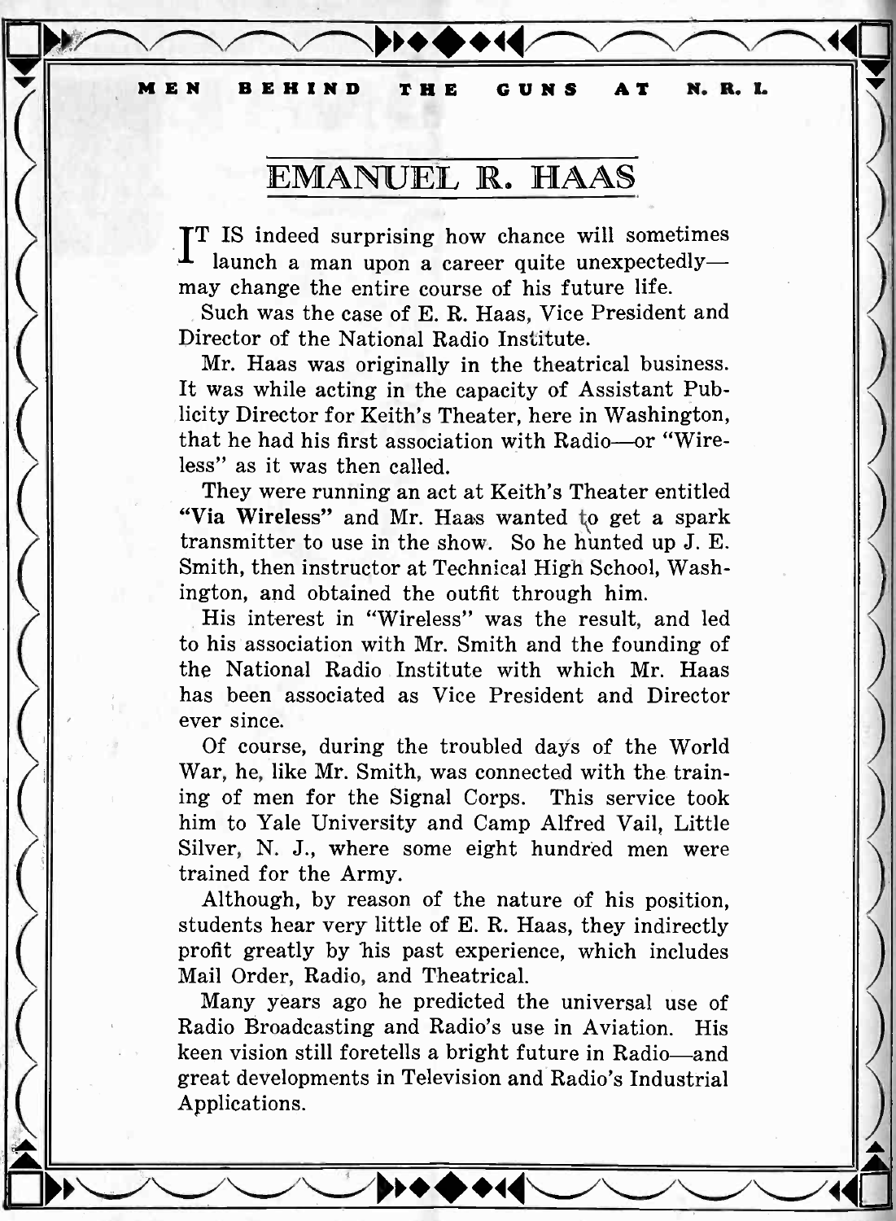MEN BEHIND THE GUNS AT N. R. I.

# EMANUEL R. HAAS

IT IS indeed surprising how chance will sometimes launch a man upon a career quite unexpectedly—may change the entire course of his future life.

Such was the case of E. R. Haas, Vice President and Director of the National Radio Institute.

Mr. Haas was originally in the theatrical business. It was while acting in the capacity of Assistant Publicity Director for Keith's Theater, here in Washington, that he had his first association with Radio—or "Wireless" as it was then called.

They were running an act at Keith's Theater entitled **"Via Wireless"** and Mr. Haas wanted to get a spark transmitter to use in the show. So he hunted up J. E. Smith, then instructor at Technical High School, Washington, and obtained the outfit through him.

His interest in "Wireless" was the result, and led to his association with Mr. Smith and the founding of the National Radio Institute with which Mr. Haas has been associated as Vice President and Director ever since.

Of course, during the troubled days of the World War, he, like Mr. Smith, was connected with the training of men for the Signal Corps. This service took him to Yale University and Camp Alfred Vail, Little Silver, N. J., where some eight hundred men were trained for the Army.

Although, by reason of the nature of his position, students hear very little of E. R. Haas, they indirectly profit greatly by his past experience, which includes Mail Order, Radio, and Theatrical.

Many years ago he predicted the universal use of Radio Broadcasting and Radio's use in Aviation. His keen vision still foretells a bright future in Radio—and great developments in Television and Radio's Industrial Applications.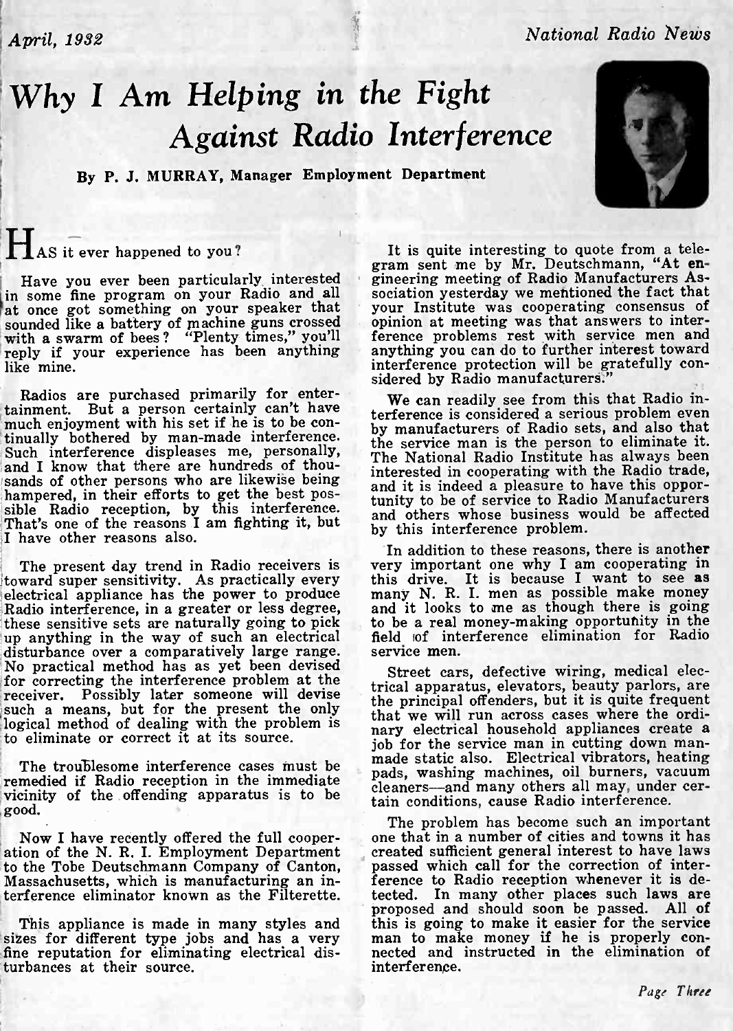# Why I Am Helping in the Fight Against Radio Interference

**By P. J. MURRAY, Manager Employment Department**

HAS it ever happened to you?

Have you ever been particularly interested in some fine program on your Radio and all at once got something on your speaker that sounded like a battery of machine guns crossed with a swarm of bees? "Plenty times," you'll reply if your experience has been anything like mine.

Radios are purchased primarily for entertainment. But a person certainly can't have much enjoyment with his set if he is to be continually bothered by man-made interference. Such interference displeases me, personally, and I know that there are hundreds of thousands of other persons who are likewise being hampered, in their efforts to get the best possible Radio reception, by this interference. That's one of the reasons I am fighting it, but I have other reasons also.

The present day trend in Radio receivers is toward super sensitivity. As practically every electrical appliance has the power to produce Radio interference, in a greater or less degree, these sensitive sets are naturally going to pick up anything in the way of such an electrical disturbance over a comparatively large range. No practical method has as yet been devised for correcting the interference problem at the receiver. Possibly later someone will devise such a means, but for the present the only logical method of dealing with the problem is to eliminate or correct it at its source.

The troublesome interference cases must be remedied if Radio reception in the immediate vicinity of the offending apparatus is to be good.

Now I have recently offered the full cooperation of the N. R. I. Employment Department to the Tobe Deutschmann Company of Canton, Massachusetts, which is manufacturing an interference eliminator known as the Filterette.

This appliance is made in many styles and sizes for different type jobs and has a very fine reputation for eliminating electrical disturbances at their source.

It is quite interesting to quote from a telegram sent me by Mr. Deutschmann, "At engineering meeting of Radio Manufacturers Association yesterday we mentioned the fact that your Institute was cooperating consensus of opinion at meeting was that answers to interference problems rest with service men and anything you can do to further interest toward interference protection will be gratefully considered by Radio manufacturers."

We can readily see from this that Radio interference is considered a serious problem even by manufacturers of Radio sets, and also that the service man is the person to eliminate it. The National Radio Institute has always been interested in cooperating with the Radio trade, and it is indeed a pleasure to have this opportunity to be of service to Radio Manufacturers and others whose business would be affected by this interference problem.

In addition to these reasons, there is another very important one why I am cooperating in this drive. It is because I want to see as many N. R. I. men as possible make money and it looks to me as though there is going to be a real money-making opportunity in the field of interference elimination for Radio service men.

Street cars, defective wiring, medical electrical apparatus, elevators, beauty parlors, are the principal offenders, but it is quite frequent that we will run across cases where the ordinary electrical household appliances create a job for the service man in cutting down man-made static also. Electrical vibrators, heating pads, washing machines, oil burners, vacuum cleaners—and many others all may, under certain conditions, cause Radio interference.

The problem has become such an important one that in a number of cities and towns it has created sufficient general interest to have laws passed which call for the correction of interference to Radio reception whenever it is detected. In many other places such laws are proposed and should soon be passed. All of this is going to make it easier for the service man to make money if he is properly connected and instructed in the elimination of interference.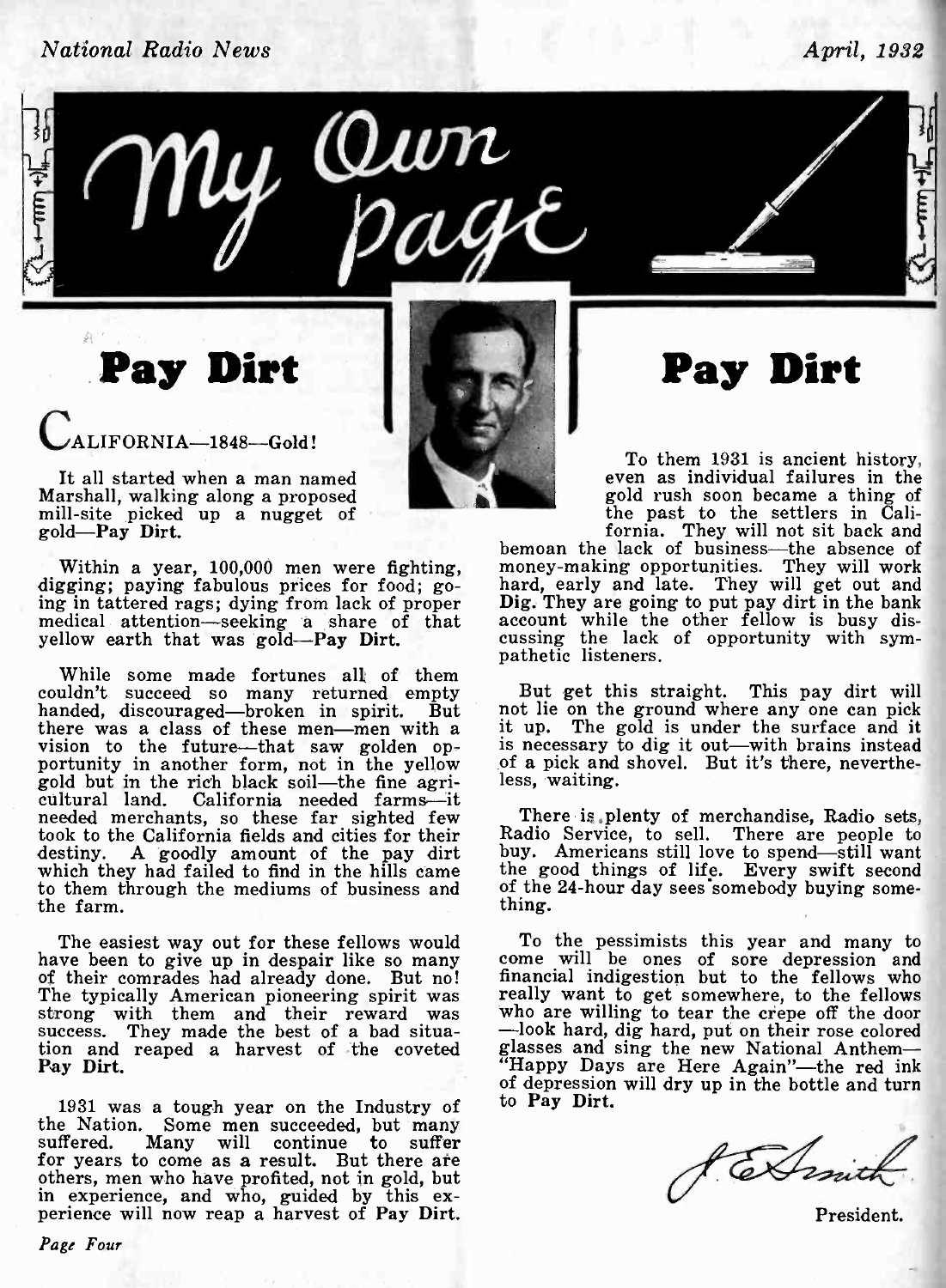# My Own Page

## Pay Dirt

CALIFORNIA—1848—Gold!

It all started when a man named Marshall, walking along a proposed mill-site picked up a nugget of gold—**Pay Dirt.**

Within a year, 100,000 men were fighting, digging; paying fabulous prices for food; going in tattered rags; dying from lack of proper medical attention—seeking a share of that yellow earth that was gold—**Pay Dirt.**

While some made fortunes all of them couldn't succeed so many returned empty handed, discouraged—broken in spirit. But there was a class of these men—men with a vision to the future—that saw golden opportunity in another form, not in the yellow gold but in the rich black soil—the fine agricultural land. California needed farms—it needed merchants, so these far sighted few took to the California fields and cities for their destiny. A goodly amount of the pay dirt which they had failed to find in the hills came to them through the mediums of business and the farm.

The easiest way out for these fellows would have been to give up in despair like so many of their comrades had already done. But no! The typically American pioneering spirit was strong with them and their reward was success. They made the best of a bad situation and reaped a harvest of the coveted **Pay Dirt.**

1931 was a tough year on the Industry of the Nation. Some men succeeded, but many suffered. Many will continue to suffer for years to come as a result. But there are others, men who have profited, not in gold, but in experience, and who, guided by this experience will now reap a harvest of **Pay Dirt.**

To them 1931 is ancient history, even as individual failures in the gold rush soon became a thing of the past to the settlers in California. They will not sit back and bemoan the lack of business—the absence of money-making opportunities. They will work hard, early and late. They will get out and **Dig.** They are going to put pay dirt in the bank account while the other fellow is busy discussing the lack of opportunity with sympathetic listeners.

But get this straight. This pay dirt will not lie on the ground where any one can pick it up. The gold is under the surface and it is necessary to dig it out—with brains instead of a pick and shovel. But it's there, nevertheless, waiting.

There is plenty of merchandise, Radio sets, Radio Service, to sell. There are people to buy. Americans still love to spend—still want the good things of life. Every swift second of the 24-hour day sees somebody buying something.

To the pessimists this year and many to come will be ones of sore depression and financial indigestion but to the fellows who really want to get somewhere, to the fellows who are willing to tear the crepe off the door —look hard, dig hard, put on their rose colored glasses and sing the new National Anthem— "Happy Days are Here Again"—the red ink of depression will dry up in the bottle and turn to **Pay Dirt.**

J. E. Smith

President.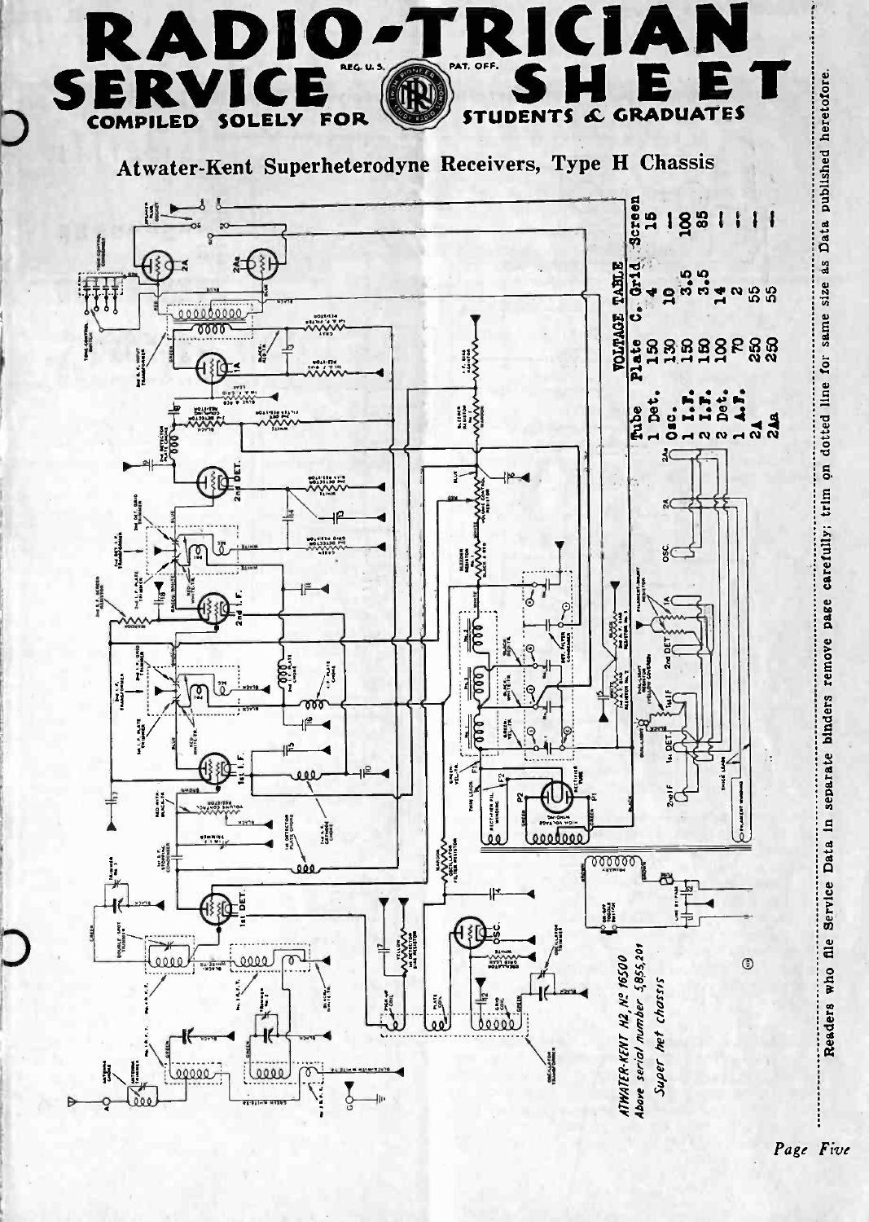# RADIO-TRICIAN SERVICE SHEET

REG. U. S. PAT. OFF.

COMPILED SOLELY FOR STUDENTS & GRADUATES

## Atwater-Kent Superheterodyne Receivers, Type H Chassis

*ATWATER-KENT H2, Nº 16500*
*Above serial number 5,855,201*
*Super het chassis*

| VOLTAGE TABLE | | | |
|---|---|---|---|
| Tube | Plate | C. Grid | Screen |
| 1 Det. | 150 | 4 | 15 |
| Osc. | 130 | 10 | — |
| 1 I.F. | 150 | 3.5 | 100 |
| 2 I.F. | 150 | 3.5 | 85 |
| 2 Det. | 100 | 14 | — |
| 1 A.F. | 70 | 2 | — |
| 2A | 250 | 55 | — |
| 2Aa | 250 | 55 | — |

Readers who file Service Data in separate binders remove page carefully; trim on dotted line for same size as Data published heretofore.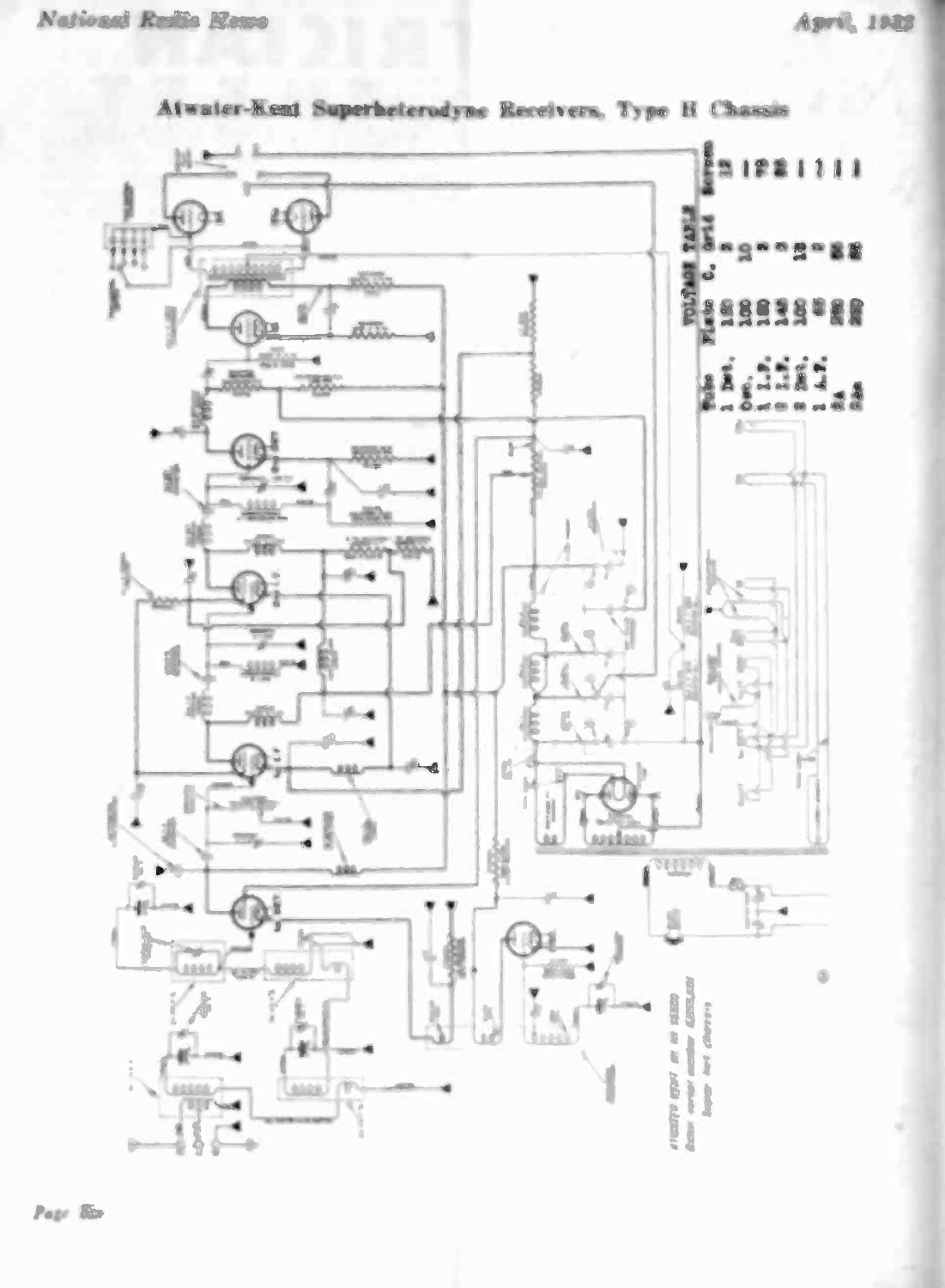## Atwater-Kent Superheterodyne Receivers, Type H Chassis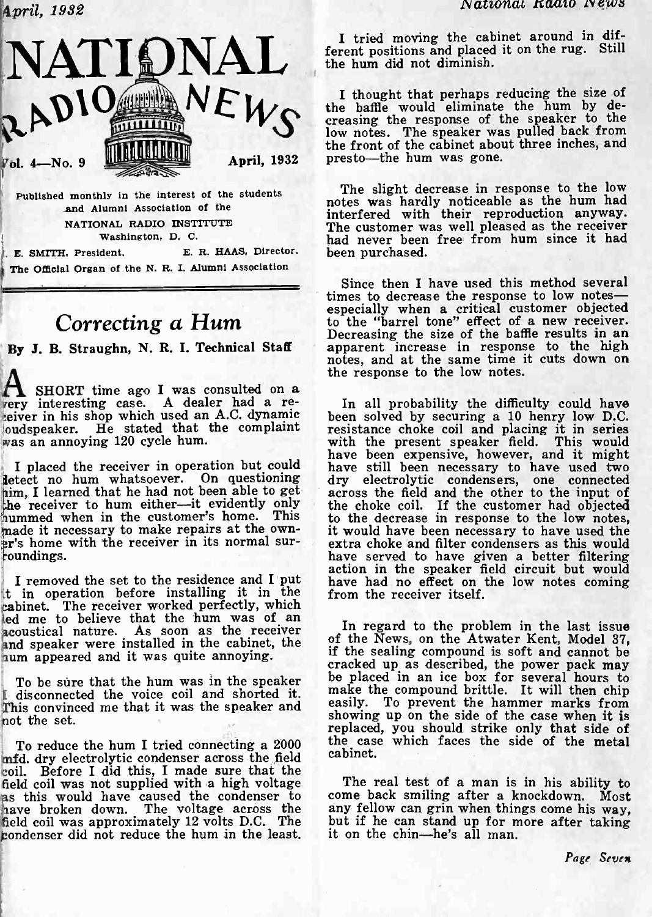# NATIONAL RADIO NEWS

Vol. 4—No. 9 April, 1932

Published monthly in the interest of the students and Alumni Association of the NATIONAL RADIO INSTITUTE Washington, D. C.

E. SMITH, President. E. R. HAAS, Director.

The Official Organ of the N. R. I. Alumni Association

## *Correcting a Hum*

**By J. B. Straughn, N. R. I. Technical Staff**

A SHORT time ago I was consulted on a very interesting case. A dealer had a receiver in his shop which used an A.C. dynamic loudspeaker. He stated that the complaint was an annoying 120 cycle hum.

I placed the receiver in operation but could detect no hum whatsoever. On questioning him, I learned that he had not been able to get the receiver to hum either—it evidently only hummed when in the customer's home. This made it necessary to make repairs at the owner's home with the receiver in its normal surroundings.

I removed the set to the residence and I put it in operation before installing it in the cabinet. The receiver worked perfectly, which led me to believe that the hum was of an acoustical nature. As soon as the receiver and speaker were installed in the cabinet, the hum appeared and it was quite annoying.

To be sure that the hum was in the speaker I disconnected the voice coil and shorted it. This convinced me that it was the speaker and not the set.

To reduce the hum I tried connecting a 2000 mfd. dry electrolytic condenser across the field coil. Before I did this, I made sure that the field coil was not supplied with a high voltage as this would have caused the condenser to have broken down. The voltage across the field coil was approximately 12 volts D.C. The condenser did not reduce the hum in the least.

I tried moving the cabinet around in different positions and placed it on the rug. Still the hum did not diminish.

I thought that perhaps reducing the size of the baffle would eliminate the hum by decreasing the response of the speaker to the low notes. The speaker was pulled back from the front of the cabinet about three inches, and presto—the hum was gone.

The slight decrease in response to the low notes was hardly noticeable as the hum had interfered with their reproduction anyway. The customer was well pleased as the receiver had never been free from hum since it had been purchased.

Since then I have used this method several times to decrease the response to low notes—especially when a critical customer objected to the "barrel tone" effect of a new receiver. Decreasing the size of the baffle results in an apparent increase in response to the high notes, and at the same time it cuts down on the response to the low notes.

In all probability the difficulty could have been solved by securing a 10 henry low D.C. resistance choke coil and placing it in series with the present speaker field. This would have been expensive, however, and it might have still been necessary to have used two dry electrolytic condensers, one connected across the field and the other to the input of the choke coil. If the customer had objected to the decrease in response to the low notes, it would have been necessary to have used the extra choke and filter condensers as this would have served to have given a better filtering action in the speaker field circuit but would have had no effect on the low notes coming from the receiver itself.

In regard to the problem in the last issue of the News, on the Atwater Kent, Model 37, if the sealing compound is soft and cannot be cracked up as described, the power pack may be placed in an ice box for several hours to make the compound brittle. It will then chip easily. To prevent the hammer marks from showing up on the side of the case when it is replaced, you should strike only that side of the case which faces the side of the metal cabinet.

The real test of a man is in his ability to come back smiling after a knockdown. Most any fellow can grin when things come his way, but if he can stand up for more after taking it on the chin—he's all man.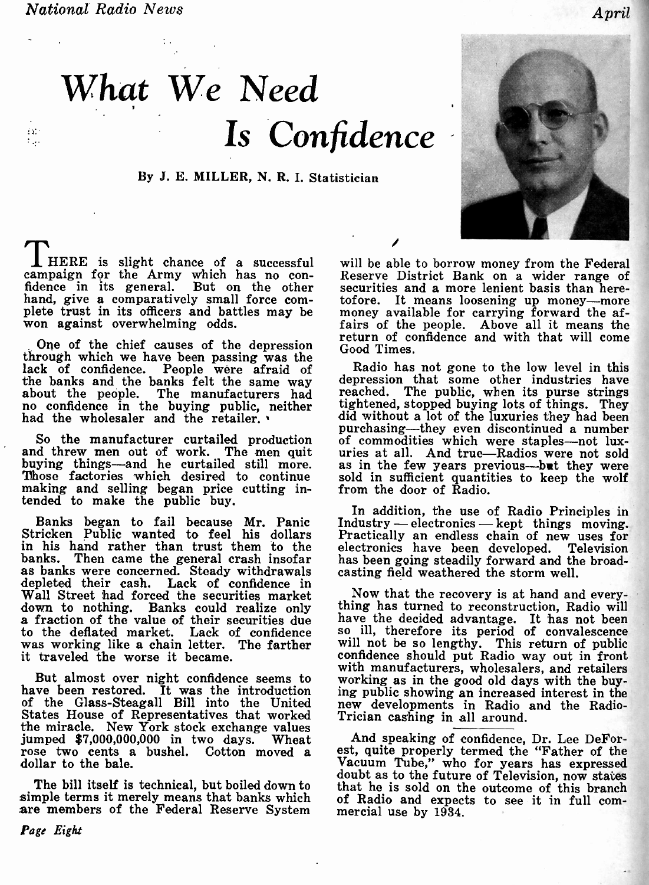# What We Need Is Confidence

By J. E. MILLER, N. R. I. Statistician

THERE is slight chance of a successful campaign for the Army which has no confidence in its general. But on the other hand, give a comparatively small force complete trust in its officers and battles may be won against overwhelming odds.

One of the chief causes of the depression through which we have been passing was the lack of confidence. People were afraid of the banks and the banks felt the same way about the people. The manufacturers had no confidence in the buying public, neither had the wholesaler and the retailer.

So the manufacturer curtailed production and threw men out of work. The men quit buying things—and he curtailed still more. Those factories which desired to continue making and selling began price cutting intended to make the public buy.

Banks began to fail because Mr. Panic Stricken Public wanted to feel his dollars in his hand rather than trust them to the banks. Then came the general crash insofar as banks were concerned. Steady withdrawals depleted their cash. Lack of confidence in Wall Street had forced the securities market down to nothing. Banks could realize only a fraction of the value of their securities due to the deflated market. Lack of confidence was working like a chain letter. The farther it traveled the worse it became.

But almost over night confidence seems to have been restored. It was the introduction of the Glass-Steagall Bill into the United States House of Representatives that worked the miracle. New York stock exchange values jumped $7,000,000,000 in two days. Wheat rose two cents a bushel. Cotton moved a dollar to the bale.

The bill itself is technical, but boiled down to simple terms it merely means that banks which are members of the Federal Reserve System will be able to borrow money from the Federal Reserve District Bank on a wider range of securities and a more lenient basis than heretofore. It means loosening up money—more money available for carrying forward the affairs of the people. Above all it means the return of confidence and with that will come Good Times.

Radio has not gone to the low level in this depression that some other industries have reached. The public, when its purse strings tightened, stopped buying lots of things. They did without a lot of the luxuries they had been purchasing—they even discontinued a number of commodities which were staples—not luxuries at all. And true—Radios were not sold as in the few years previous—but they were sold in sufficient quantities to keep the wolf from the door of Radio.

In addition, the use of Radio Principles in Industry — electronics — kept things moving. Practically an endless chain of new uses for electronics have been developed. Television has been going steadily forward and the broadcasting field weathered the storm well.

Now that the recovery is at hand and everything has turned to reconstruction, Radio will have the decided advantage. It has not been so ill, therefore its period of convalescence will not be so lengthy. This return of public confidence should put Radio way out in front with manufacturers, wholesalers, and retailers working as in the good old days with the buying public showing an increased interest in the new developments in Radio and the Radio-Trician cashing in all around.

And speaking of confidence, Dr. Lee DeForest, quite properly termed the "Father of the Vacuum Tube," who for years has expressed doubt as to the future of Television, now states that he is sold on the outcome of this branch of Radio and expects to see it in full commercial use by 1934.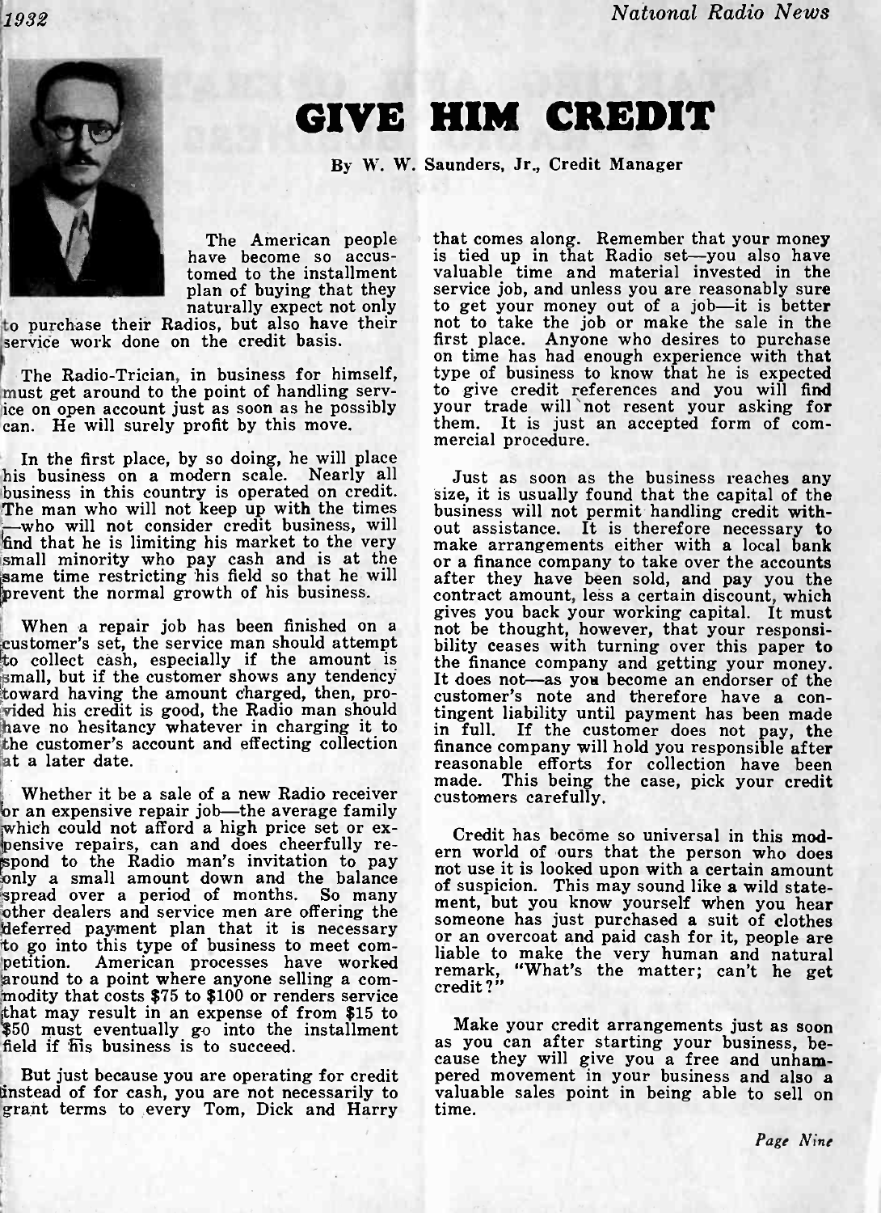# GIVE HIM CREDIT

By W. W. Saunders, Jr., Credit Manager

The American people have become so accustomed to the installment plan of buying that they naturally expect not only to purchase their Radios, but also have their service work done on the credit basis.

The Radio-Trician, in business for himself, must get around to the point of handling service on open account just as soon as he possibly can. He will surely profit by this move.

In the first place, by so doing, he will place his business on a modern scale. Nearly all business in this country is operated on credit. The man who will not keep up with the times —who will not consider credit business, will find that he is limiting his market to the very small minority who pay cash and is at the same time restricting his field so that he will prevent the normal growth of his business.

When a repair job has been finished on a customer's set, the service man should attempt to collect cash, especially if the amount is small, but if the customer shows any tendency toward having the amount charged, then, provided his credit is good, the Radio man should have no hesitancy whatever in charging it to the customer's account and effecting collection at a later date.

Whether it be a sale of a new Radio receiver or an expensive repair job—the average family which could not afford a high price set or expensive repairs, can and does cheerfully respond to the Radio man's invitation to pay only a small amount down and the balance spread over a period of months. So many other dealers and service men are offering the deferred payment plan that it is necessary to go into this type of business to meet competition. American processes have worked around to a point where anyone selling a commodity that costs $75 to $100 or renders service that may result in an expense of from $15 to $50 must eventually go into the installment field if his business is to succeed.

But just because you are operating for credit instead of for cash, you are not necessarily to grant terms to every Tom, Dick and Harry that comes along. Remember that your money is tied up in that Radio set—you also have valuable time and material invested in the service job, and unless you are reasonably sure to get your money out of a job—it is better not to take the job or make the sale in the first place. Anyone who desires to purchase on time has had enough experience with that type of business to know that he is expected to give credit references and you will find your trade will not resent your asking for them. It is just an accepted form of commercial procedure.

Just as soon as the business reaches any size, it is usually found that the capital of the business will not permit handling credit without assistance. It is therefore necessary to make arrangements either with a local bank or a finance company to take over the accounts after they have been sold, and pay you the contract amount, less a certain discount, which gives you back your working capital. It must not be thought, however, that your responsibility ceases with turning over this paper to the finance company and getting your money. It does not—as you become an endorser of the customer's note and therefore have a contingent liability until payment has been made in full. If the customer does not pay, the finance company will hold you responsible after reasonable efforts for collection have been made. This being the case, pick your credit customers carefully.

Credit has become so universal in this modern world of ours that the person who does not use it is looked upon with a certain amount of suspicion. This may sound like a wild statement, but you know yourself when you hear someone has just purchased a suit of clothes or an overcoat and paid cash for it, people are liable to make the very human and natural remark, "What's the matter; can't he get credit?"

Make your credit arrangements just as soon as you can after starting your business, because they will give you a free and unhampered movement in your business and also a valuable sales point in being able to sell on time.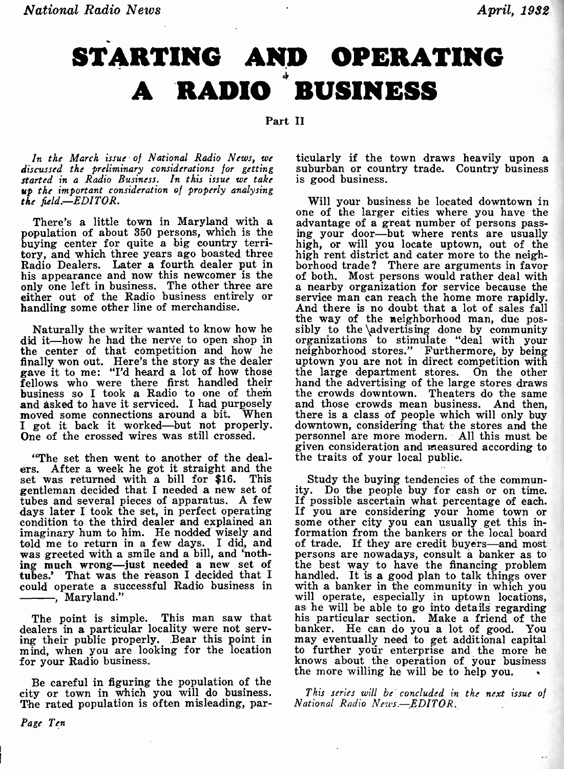# STARTING AND OPERATING A RADIO BUSINESS

**Part II**

*In the March issue of National Radio News, we discussed the preliminary considerations for getting started in a Radio Business. In this issue we take up the important consideration of properly analysing the field.—EDITOR.*

There's a little town in Maryland with a population of about 350 persons, which is the buying center for quite a big country territory, and which three years ago boasted three Radio Dealers. Later a fourth dealer put in his appearance and now this newcomer is the only one left in business. The other three are either out of the Radio business entirely or handling some other line of merchandise.

Naturally the writer wanted to know how he did it—how he had the nerve to open shop in the center of that competition and how he finally won out. Here's the story as the dealer gave it to me: "I'd heard a lot of how those fellows who were there first handled their business so I took a Radio to one of them and asked to have it serviced. I had purposely moved some connections around a bit. When I got it back it worked—but not properly. One of the crossed wires was still crossed.

"The set then went to another of the dealers. After a week he got it straight and the set was returned with a bill for $16. This gentleman decided that I needed a new set of tubes and several pieces of apparatus. A few days later I took the set, in perfect operating condition to the third dealer and explained an imaginary hum to him. He nodded wisely and told me to return in a few days. I did, and was greeted with a smile and a bill, and 'nothing much wrong—just needed a new set of tubes.' That was the reason I decided that I could operate a successful Radio business in ———, Maryland."

The point is simple. This man saw that dealers in a particular locality were not serving their public properly. Bear this point in mind, when you are looking for the location for your Radio business.

Be careful in figuring the population of the city or town in which you will do business. The rated population is often misleading, particularly if the town draws heavily upon a suburban or country trade. Country business is good business.

Will your business be located downtown in one of the larger cities where you have the advantage of a great number of persons passing your door—but where rents are usually high, or will you locate uptown, out of the high rent district and cater more to the neighborhood trade? There are arguments in favor of both. Most persons would rather deal with a nearby organization for service because the service man can reach the home more rapidly. And there is no doubt that a lot of sales fall the way of the neighborhood man, due possibly to the advertising done by community organizations to stimulate "deal with your neighborhood stores." Furthermore, by being uptown you are not in direct competition with the large department stores. On the other hand the advertising of the large stores draws the crowds downtown. Theaters do the same and those crowds mean business. And then, there is a class of people which will only buy downtown, considering that the stores and the personnel are more modern. All this must be given consideration and measured according to the traits of your local public.

Study the buying tendencies of the community. Do the people buy for cash or on time. If possible ascertain what percentage of each. If you are considering your home town or some other city you can usually get this information from the bankers or the local board of trade. If they are credit buyers—and most persons are nowadays, consult a banker as to the best way to have the financing problem handled. It is a good plan to talk things over with a banker in the community in which you will operate, especially in uptown locations, as he will be able to go into details regarding his particular section. Make a friend of the banker. He can do you a lot of good. You may eventually need to get additional capital to further your enterprise and the more he knows about the operation of your business the more willing he will be to help you.

*This series will be concluded in the next issue of National Radio News.—EDITOR.*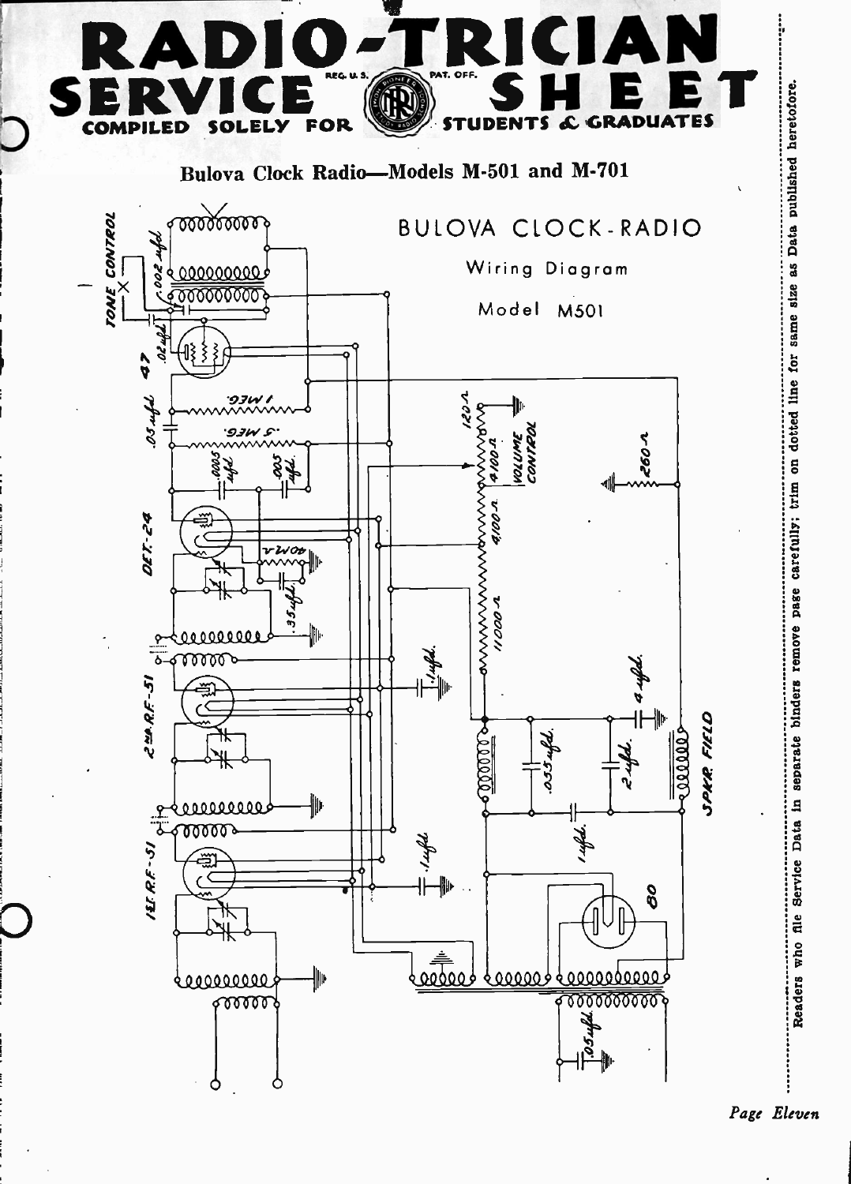# RADIO-TRICIAN SERVICE SHEET

REG. U. S. PAT. OFF.

COMPILED SOLELY FOR STUDENTS & GRADUATES

## Bulova Clock Radio—Models M-501 and M-701

BULOVA CLOCK-RADIO

Wiring Diagram

Model M501

TONE CONTROL

.002 ufd

.02 ufd

47

1 MEG.

.05 ufd

.5 MEG.

.0005 ufd

.005 ufd

DET.-24

40 M.A.

.35 ufd

2nd R.F.-51

.1 ufd

1st R.F.-51

.1 ufd

120 Ω

4100 Ω

VOLUME CONTROL

4100 Ω

11000 Ω

260 Ω

.035 ufd

2 ufd.

4 ufd.

1 ufd.

SPKR. FIELD

80

.05 ufd

Readers who file Service Data in separate binders remove page carefully; trim on dotted line for same size as Data published heretofore.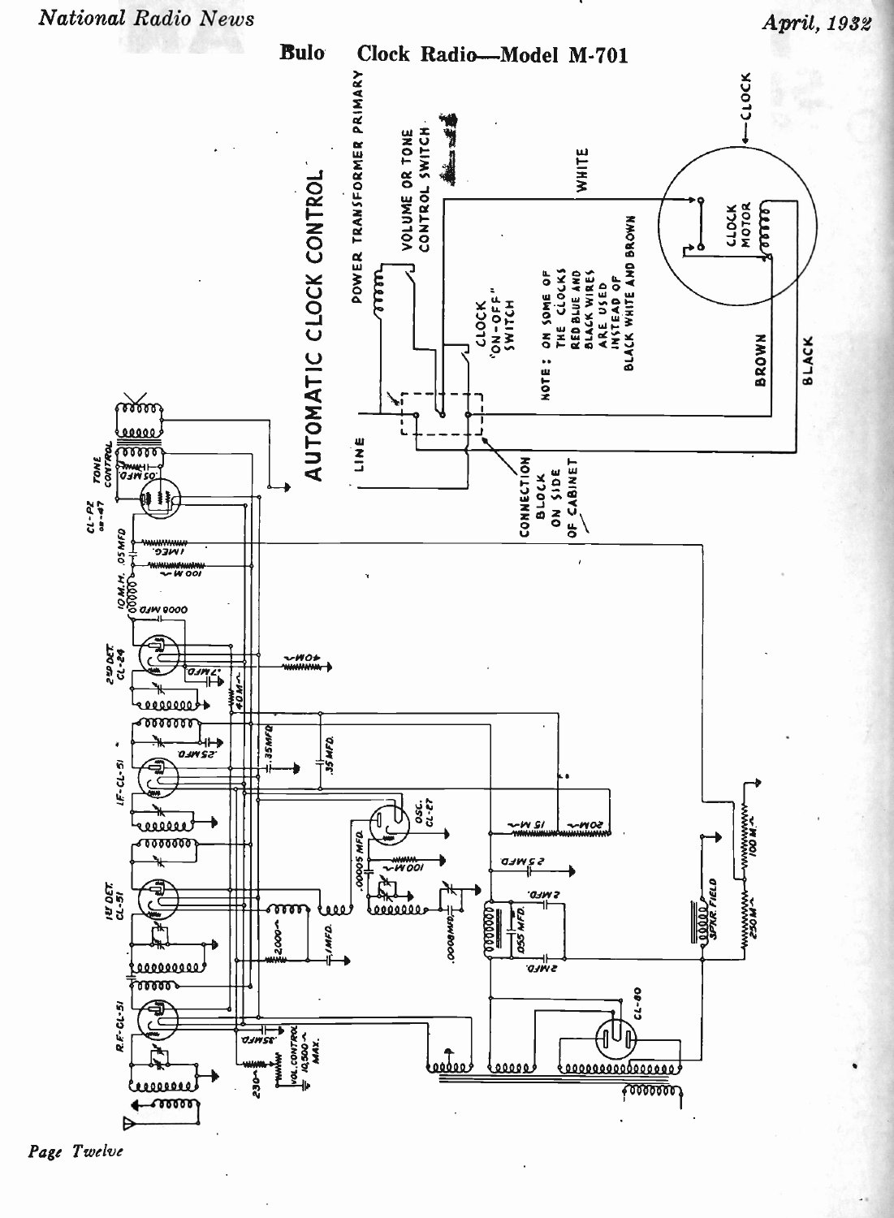# Bulo Clock Radio—Model M-701

## AUTOMATIC CLOCK CONTROL

POWER TRANSFORMER PRIMARY

VOLUME OR TONE CONTROL SWITCH

WHITE

CLOCK

CLOCK MOTOR

CLOCK "ON-OFF" SWITCH

NOTE: ON SOME OF THE CLOCKS RED BLUE AND BLACK WIRES ARE USED INSTEAD OF BLACK WHITE AND BROWN

BROWN

BLACK

LINE

CONNECTION BLOCK ON SIDE OF CABINET

TONE CONTROL

.05 MFD

CL-PZ or -47

1 MEG.

.05 MFD

100 M~

10 M.H.

.0008 MFD

2ND DET. CL-24

40 M~

.7 MFD.

40 M~

.25 MFD.

.35 MFD

.35 MFD.

I.F.-CL-51

OSC. CL-27

15 M~

20 M~

.00005 MFD.

100 M~

.25 MFD

1ST DET. CL-51

2,000~

.1 MFD.

.0008 MFD.

2 MFD.

.055 MFD.

2 MFD.

SPKR FIELD

100 M~

250 M~

R.F.-CL-51

.35 MFD.

VOL CONTROL 10,500~ MAX.

230~

CL-80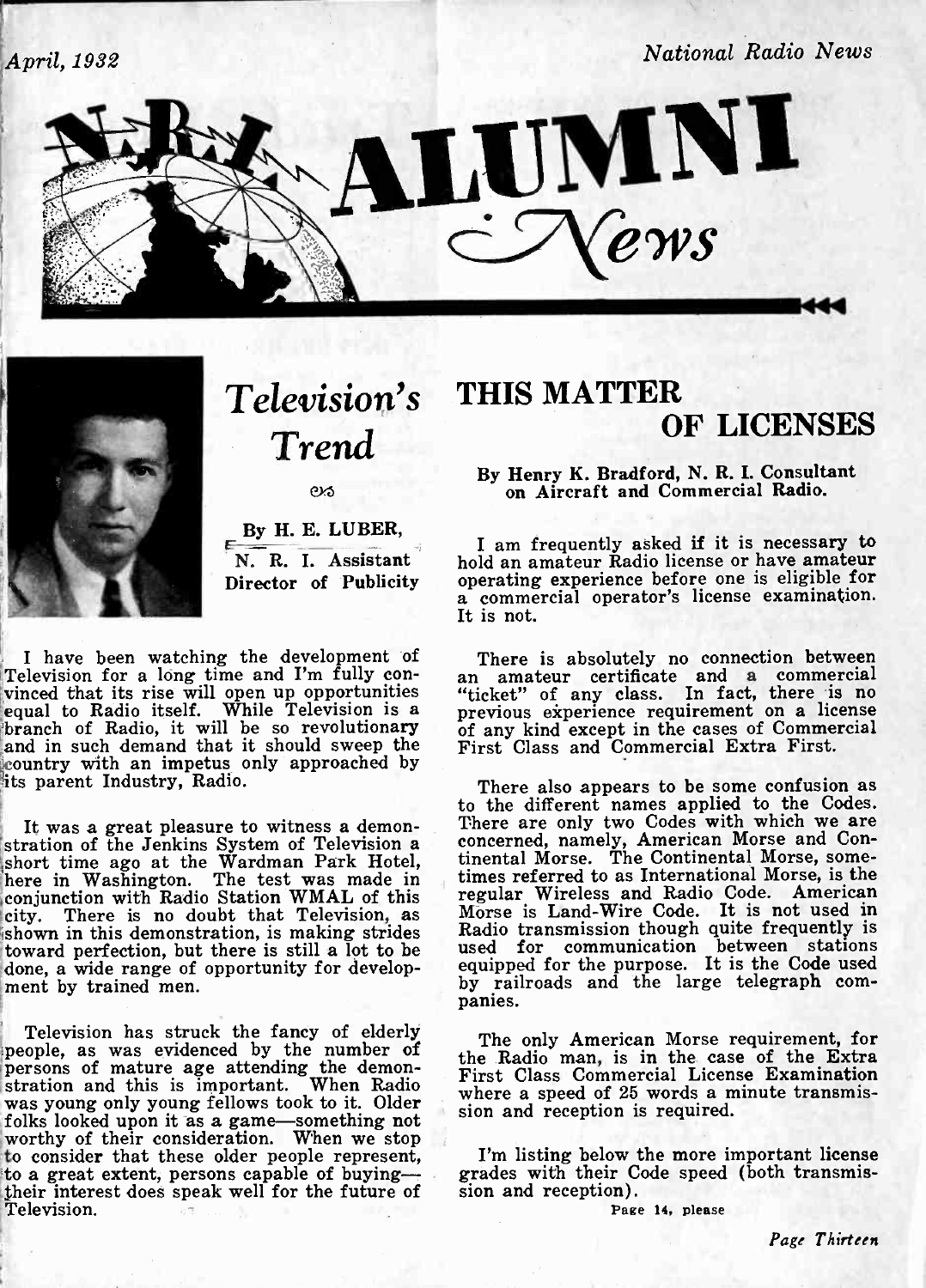# N.R.I. ALUMNI News

## Television's Trend

By H. E. LUBER,
N. R. I. Assistant Director of Publicity

I have been watching the development of Television for a long time and I'm fully convinced that its rise will open up opportunities equal to Radio itself. While Television is a branch of Radio, it will be so revolutionary and in such demand that it should sweep the country with an impetus only approached by its parent Industry, Radio.

It was a great pleasure to witness a demonstration of the Jenkins System of Television a short time ago at the Wardman Park Hotel, here in Washington. The test was made in conjunction with Radio Station WMAL of this city. There is no doubt that Television, as shown in this demonstration, is making strides toward perfection, but there is still a lot to be done, a wide range of opportunity for development by trained men.

Television has struck the fancy of elderly people, as was evidenced by the number of persons of mature age attending the demonstration and this is important. When Radio was young only young fellows took to it. Older folks looked upon it as a game—something not worthy of their consideration. When we stop to consider that these older people represent, to a great extent, persons capable of buying—their interest does speak well for the future of Television.

## THIS MATTER OF LICENSES

By Henry K. Bradford, N. R. I. Consultant on Aircraft and Commercial Radio.

I am frequently asked if it is necessary to hold an amateur Radio license or have amateur operating experience before one is eligible for a commercial operator's license examination. It is not.

There is absolutely no connection between an amateur certificate and a commercial "ticket" of any class. In fact, there is no previous experience requirement on a license of any kind except in the cases of Commercial First Class and Commercial Extra First.

There also appears to be some confusion as to the different names applied to the Codes. There are only two Codes with which we are concerned, namely, American Morse and Continental Morse. The Continental Morse, sometimes referred to as International Morse, is the regular Wireless and Radio Code. American Morse is Land-Wire Code. It is not used in Radio transmission though quite frequently is used for communication between stations equipped for the purpose. It is the Code used by railroads and the large telegraph companies.

The only American Morse requirement, for the Radio man, is in the case of the Extra First Class Commercial License Examination where a speed of 25 words a minute transmission and reception is required.

I'm listing below the more important license grades with their Code speed (both transmission and reception).

Page 14, please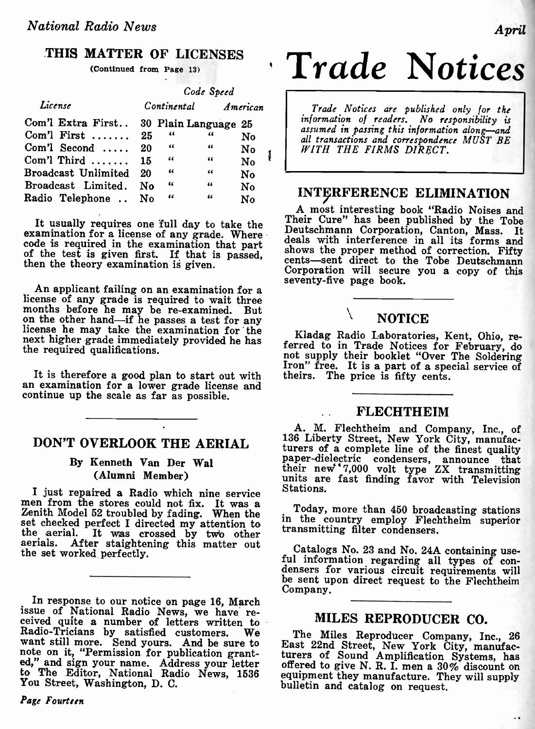## THIS MATTER OF LICENSES

(Continued from Page 13)

| License | Code Speed | |
|---|---|---|
| | Continental | American |
| Com'l Extra First | 30 Plain Language | 25 |
| Com'l First | 25 " " | No |
| Com'l Second | 20 " " | No |
| Com'l Third | 15 " " | No |
| Broadcast Unlimited | 20 " " | No |
| Broadcast Limited | No " " | No |
| Radio Telephone | No " " | No |

It usually requires one full day to take the examination for a license of any grade. Where code is required in the examination that part of the test is given first. If that is passed, then the theory examination is given.

An applicant failing on an examination for a license of any grade is required to wait three months before he may be re-examined. But on the other hand—if he passes a test for any license he may take the examination for the next higher grade immediately provided he has the required qualifications.

It is therefore a good plan to start out with an examination for a lower grade license and continue up the scale as far as possible.

## DON'T OVERLOOK THE AERIAL

### By Kenneth Van Der Wal (Alumni Member)

I just repaired a Radio which nine service men from the stores could not fix. It was a Zenith Model 52 troubled by fading. When the set checked perfect I directed my attention to the aerial. It was crossed by two other aerials. After staightening this matter out the set worked perfectly.

In response to our notice on page 16, March issue of National Radio News, we have received quite a number of letters written to Radio-Tricians by satisfied customers. We want still more. Send yours. And be sure to note on it, "Permission for publication granted," and sign your name. Address your letter to The Editor, National Radio News, 1536 You Street, Washington, D. C.

# Trade Notices

*Trade Notices are published only for the information of readers. No responsibility is assumed in passing this information along—and all transactions and correspondence MUST BE WITH THE FIRMS DIRECT.*

## INTERFERENCE ELIMINATION

A most interesting book "Radio Noises and Their Cure" has been published by the Tobe Deutschmann Corporation, Canton, Mass. It deals with interference in all its forms and shows the proper method of correction. Fifty cents—sent direct to the Tobe Deutschmann Corporation will secure you a copy of this seventy-five page book.

## NOTICE

Kladag Radio Laboratories, Kent, Ohio, referred to in Trade Notices for February, do not supply their booklet "Over The Soldering Iron" free. It is a part of a special service of theirs. The price is fifty cents.

## FLECHTHEIM

A. M. Flechtheim and Company, Inc., of 136 Liberty Street, New York City, manufacturers of a complete line of the finest quality paper-dielectric condensers, announce that their new 7,000 volt type ZX transmitting units are fast finding favor with Television Stations.

Today, more than 450 broadcasting stations in the country employ Flechtheim superior transmitting filter condensers.

Catalogs No. 23 and No. 24A containing useful information regarding all types of condensers for various circuit requirements will be sent upon direct request to the Flechtheim Company.

## MILES REPRODUCER CO.

The Miles Reproducer Company, Inc., 26 East 22nd Street, New York City, manufacturers of Sound Amplification Systems, has offered to give N. R. I. men a 30% discount on equipment they manufacture. They will supply bulletin and catalog on request.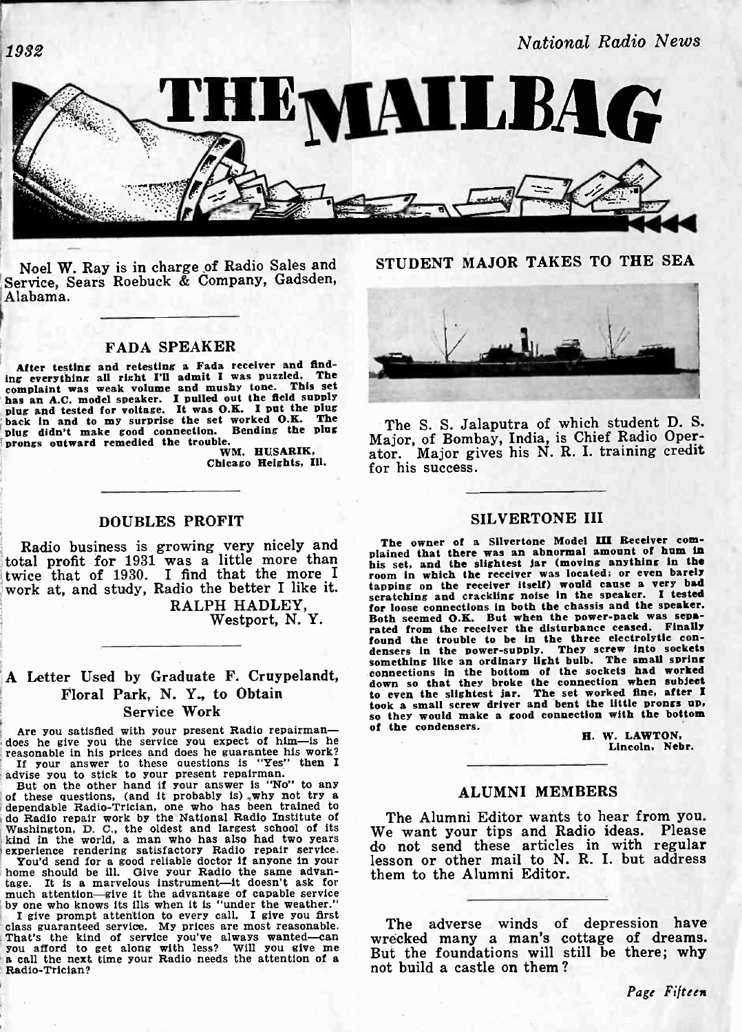# THE MAILBAG

Noel W. Ray is in charge of Radio Sales and Service, Sears Roebuck & Company, Gadsden, Alabama.

## FADA SPEAKER

After testing and retesting a Fada receiver and finding everything all right I'll admit I was puzzled. The complaint was weak volume and mushy tone. This set has an A.C. model speaker. I pulled out the field supply plug and tested for voltage. It was O.K. I put the plug back in and to my surprise the set worked O.K. The plug didn't make good connection. Bending the plug prongs outward remedied the trouble.

WM. HUSARIK,
Chicago Heights, Ill.

## DOUBLES PROFIT

Radio business is growing very nicely and total profit for 1931 was a little more than twice that of 1930. I find that the more I work at, and study, Radio the better I like it.

RALPH HADLEY,
Westport, N. Y.

## A Letter Used by Graduate F. Cruypelandt, Floral Park, N. Y., to Obtain Service Work

Are you satisfied with your present Radio repairman—does he give you the service you expect of him—is he reasonable in his prices and does he guarantee his work?

If your answer to these questions is "Yes" then I advise you to stick to your present repairman.

But on the other hand if your answer is "No" to any of these questions, (and it probably is), why not try a dependable Radio-Trician, one who has been trained to do Radio repair work by the National Radio Institute of Washington, D. C., the oldest and largest school of its kind in the world, a man who has also had two years experience rendering satisfactory Radio repair service.

You'd send for a good reliable doctor if anyone in your home should be ill. Give your Radio the same advantage. It is a marvelous instrument—it doesn't ask for much attention—give it the advantage of capable service by one who knows its ills when it is "under the weather."

I give prompt attention to every call. I give you first class guaranteed service. My prices are most reasonable. That's the kind of service you've always wanted—can you afford to get along with less? Will you give me a call the next time your Radio needs the attention of a Radio-Trician?

## STUDENT MAJOR TAKES TO THE SEA

The S. S. Jalaputra of which student D. S. Major, of Bombay, India, is Chief Radio Operator. Major gives his N. R. I. training credit for his success.

## SILVERTONE III

The owner of a Silvertone Model III Receiver complained that there was an abnormal amount of hum in his set, and the slightest jar (moving anything in the room in which the receiver was located; or even barely tapping on the receiver itself) would cause a very bad scratching and crackling noise in the speaker. I tested for loose connections in both the chassis and the speaker. Both seemed O.K. But when the power-pack was separated from the receiver the disturbance ceased. Finally found the trouble to be in the three electrolytic condensers in the power-supply. They screw into sockets something like an ordinary light bulb. The small spring connections in the bottom of the sockets had worked down so that they broke the connection when subject to even the slightest jar. The set worked fine, after I took a small screw driver and bent the little prongs up, so they would make a good connection with the bottom of the condensers.

H. W. LAWTON,
Lincoln, Nebr.

## ALUMNI MEMBERS

The Alumni Editor wants to hear from you. We want your tips and Radio ideas. Please do not send these articles in with regular lesson or other mail to N. R. I. but address them to the Alumni Editor.

The adverse winds of depression have wrecked many a man's cottage of dreams. But the foundations will still be there; why not build a castle on them?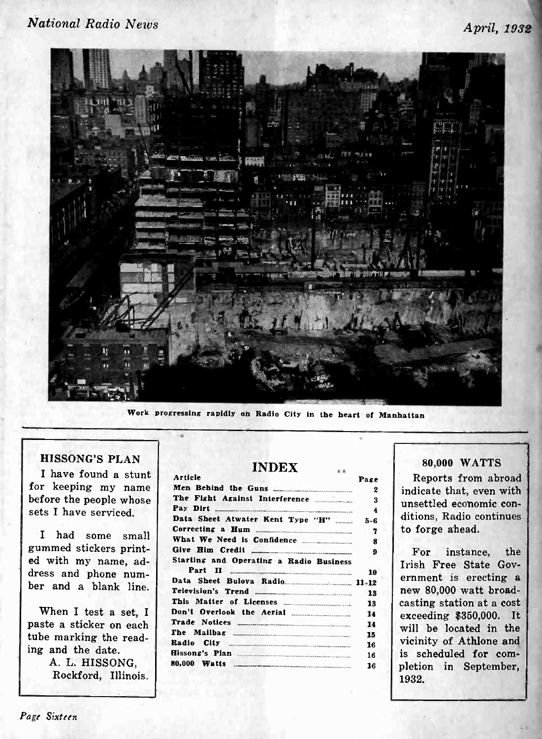Work progressing rapidly on Radio City in the heart of Manhattan

## HISSONG'S PLAN

I have found a stunt for keeping my name before the people whose sets I have serviced.

I had some small gummed stickers printed with my name, address and phone number and a blank line.

When I test a set, I paste a sticker on each tube marking the reading and the date.

A. L. HISSONG,
Rockford, Illinois.

## INDEX

| Article | Page |
|---|---|
| Men Behind the Guns | 2 |
| The Fight Against Interference | 3 |
| Pay Dirt | 4 |
| Data Sheet Atwater Kent Type "H" | 5-6 |
| Correcting a Hum | 7 |
| What We Need is Confidence | 8 |
| Give Him Credit | 9 |
| Starting and Operating a Radio Business Part II | 10 |
| Data Sheet Bulova Radio | 11-12 |
| Television's Trend | 13 |
| This Matter of Licenses | 13 |
| Don't Overlook the Aerial | 14 |
| Trade Notices | 14 |
| The Mailbag | 15 |
| Radio City | 16 |
| Hissong's Plan | 16 |
| 80,000 Watts | 16 |

## 80,000 WATTS

Reports from abroad indicate that, even with unsettled economic conditions, Radio continues to forge ahead.

For instance, the Irish Free State Government is erecting a new 80,000 watt broadcasting station at a cost exceeding $350,000. It will be located in the vicinity of Athlone and is scheduled for completion in September, 1932.